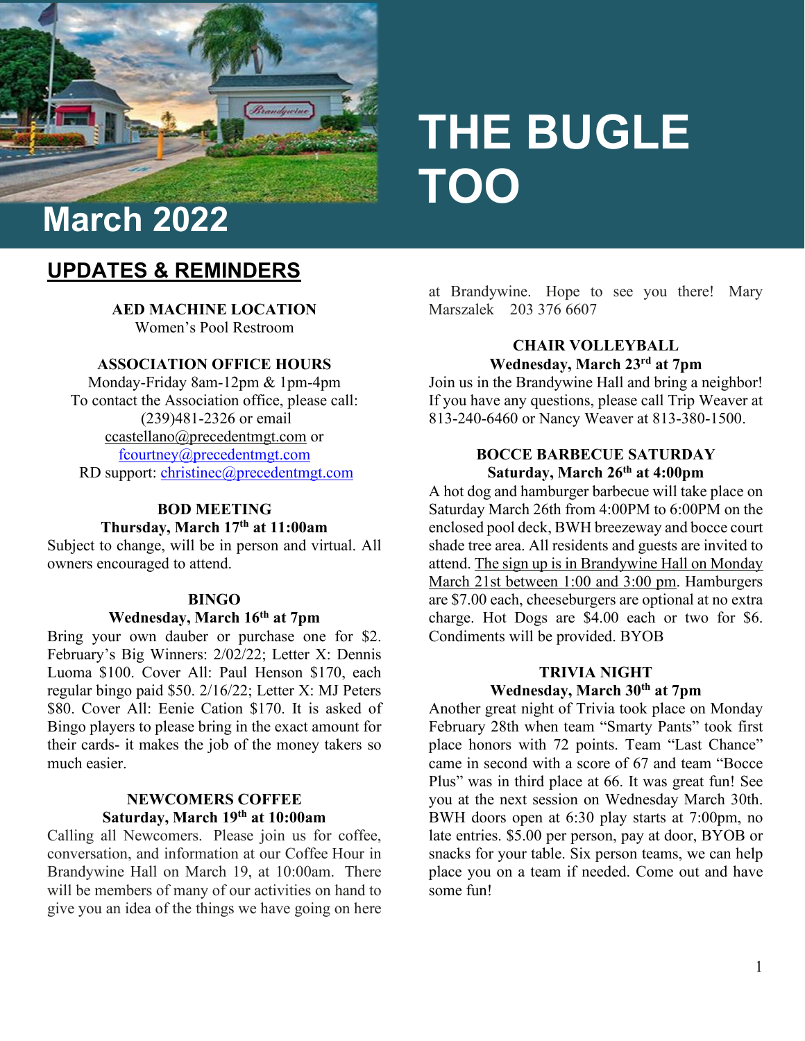# THE BUGLE TOO

## March 2022

## UPDATES & REMINDERS

**AED MACHINE LOCATION**
Women's Pool Restroom

**ASSOCIATION OFFICE HOURS**
Monday-Friday 8am-12pm & 1pm-4pm
To contact the Association office, please call: (239)481-2326 or email ccastellano@precedentmgt.com or fcourtney@precedentmgt.com
RD support: christinec@precedentmgt.com

**BOD MEETING**
**Thursday, March 17th at 11:00am**
Subject to change, will be in person and virtual. All owners encouraged to attend.

**BINGO**
**Wednesday, March 16th at 7pm**
Bring your own dauber or purchase one for $2. February's Big Winners: 2/02/22; Letter X: Dennis Luoma $100. Cover All: Paul Henson $170, each regular bingo paid $50. 2/16/22; Letter X: MJ Peters $80. Cover All: Eenie Cation $170. It is asked of Bingo players to please bring in the exact amount for their cards- it makes the job of the money takers so much easier.

**NEWCOMERS COFFEE**
**Saturday, March 19th at 10:00am**
Calling all Newcomers. Please join us for coffee, conversation, and information at our Coffee Hour in Brandywine Hall on March 19, at 10:00am. There will be members of many of our activities on hand to give you an idea of the things we have going on here at Brandywine. Hope to see you there! Mary Marszalek 203 376 6607

**CHAIR VOLLEYBALL**
**Wednesday, March 23rd at 7pm**
Join us in the Brandywine Hall and bring a neighbor! If you have any questions, please call Trip Weaver at 813-240-6460 or Nancy Weaver at 813-380-1500.

**BOCCE BARBECUE SATURDAY**
**Saturday, March 26th at 4:00pm**
A hot dog and hamburger barbecue will take place on Saturday March 26th from 4:00PM to 6:00PM on the enclosed pool deck, BWH breezeway and bocce court shade tree area. All residents and guests are invited to attend. The sign up is in Brandywine Hall on Monday March 21st between 1:00 and 3:00 pm. Hamburgers are $7.00 each, cheeseburgers are optional at no extra charge. Hot Dogs are $4.00 each or two for $6. Condiments will be provided. BYOB

**TRIVIA NIGHT**
**Wednesday, March 30th at 7pm**
Another great night of Trivia took place on Monday February 28th when team "Smarty Pants" took first place honors with 72 points. Team "Last Chance" came in second with a score of 67 and team "Bocce Plus" was in third place at 66. It was great fun! See you at the next session on Wednesday March 30th. BWH doors open at 6:30 play starts at 7:00pm, no late entries. $5.00 per person, pay at door, BYOB or snacks for your table. Six person teams, we can help place you on a team if needed. Come out and have some fun!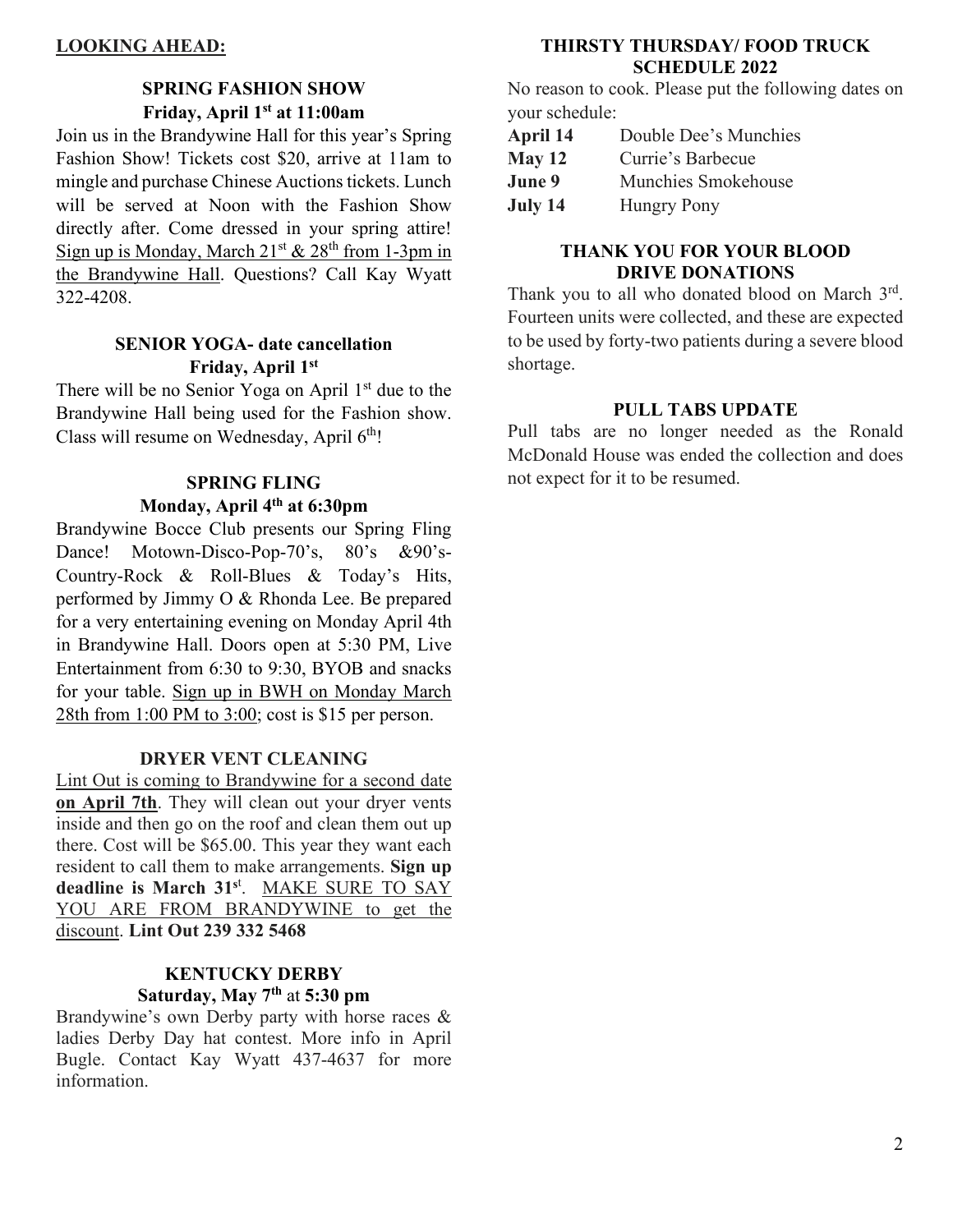## LOOKING AHEAD:

### SPRING FASHION SHOW
**Friday, April 1st at 11:00am**

Join us in the Brandywine Hall for this year's Spring Fashion Show! Tickets cost $20, arrive at 11am to mingle and purchase Chinese Auctions tickets. Lunch will be served at Noon with the Fashion Show directly after. Come dressed in your spring attire! Sign up is Monday, March 21st & 28th from 1-3pm in the Brandywine Hall. Questions? Call Kay Wyatt 322-4208.

### SENIOR YOGA- date cancellation
**Friday, April 1st**

There will be no Senior Yoga on April 1st due to the Brandywine Hall being used for the Fashion show. Class will resume on Wednesday, April 6th!

### SPRING FLING
**Monday, April 4th at 6:30pm**

Brandywine Bocce Club presents our Spring Fling Dance! Motown-Disco-Pop-70's, 80's &90's-Country-Rock & Roll-Blues & Today's Hits, performed by Jimmy O & Rhonda Lee. Be prepared for a very entertaining evening on Monday April 4th in Brandywine Hall. Doors open at 5:30 PM, Live Entertainment from 6:30 to 9:30, BYOB and snacks for your table. Sign up in BWH on Monday March 28th from 1:00 PM to 3:00; cost is $15 per person.

### DRYER VENT CLEANING

Lint Out is coming to Brandywine for a second date **on April 7th**. They will clean out your dryer vents inside and then go on the roof and clean them out up there. Cost will be $65.00. This year they want each resident to call them to make arrangements. **Sign up deadline is March 31st**. MAKE SURE TO SAY YOU ARE FROM BRANDYWINE to get the discount. **Lint Out 239 332 5468**

### KENTUCKY DERBY
**Saturday, May 7th at 5:30 pm**

Brandywine's own Derby party with horse races & ladies Derby Day hat contest. More info in April Bugle. Contact Kay Wyatt 437-4637 for more information.

### THIRSTY THURSDAY/ FOOD TRUCK SCHEDULE 2022

No reason to cook. Please put the following dates on your schedule:

| | |
|---|---|
| **April 14** | Double Dee's Munchies |
| **May 12** | Currie's Barbecue |
| **June 9** | Munchies Smokehouse |
| **July 14** | Hungry Pony |

### THANK YOU FOR YOUR BLOOD DRIVE DONATIONS

Thank you to all who donated blood on March 3rd. Fourteen units were collected, and these are expected to be used by forty-two patients during a severe blood shortage.

### PULL TABS UPDATE

Pull tabs are no longer needed as the Ronald McDonald House was ended the collection and does not expect for it to be resumed.